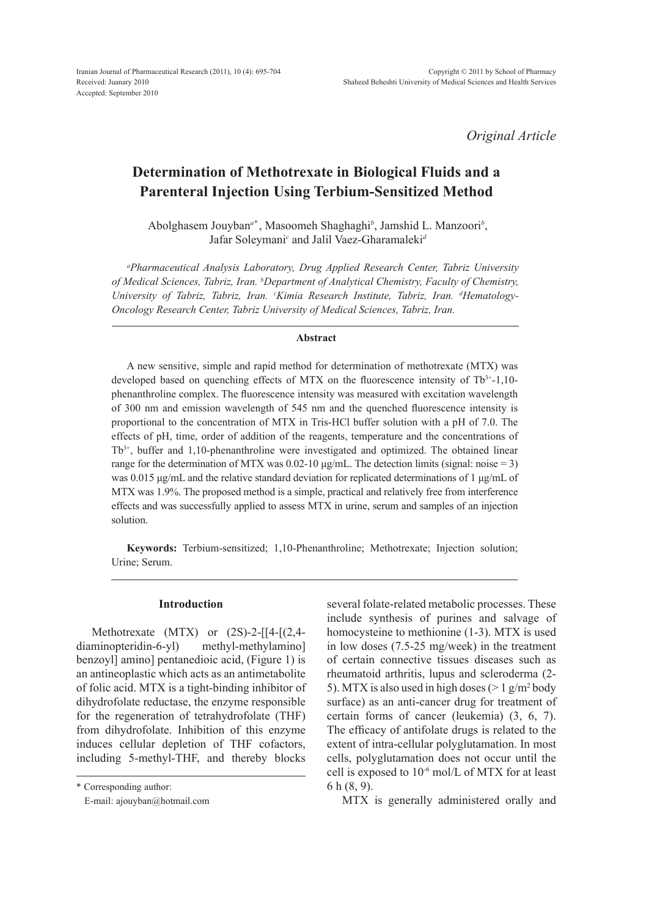Received: Juanary 2010
Accepted: September 2010

*Original Article*

# Determination of Methotrexate in Biological Fluids and a Parenteral Injection Using Terbium-Sensitized Method

Abolghasem Jouyban[a*], Masoomeh Shaghaghi[b], Jamshid L. Manzoori[b], Jafar Soleymani[c] and Jalil Vaez-Gharamaleki[d]

*[a]Pharmaceutical Analysis Laboratory, Drug Applied Research Center, Tabriz University of Medical Sciences, Tabriz, Iran. [b]Department of Analytical Chemistry, Faculty of Chemistry, University of Tabriz, Tabriz, Iran. [c]Kimia Research Institute, Tabriz, Iran. [d]Hematology-Oncology Research Center, Tabriz University of Medical Sciences, Tabriz, Iran.*

## Abstract

A new sensitive, simple and rapid method for determination of methotrexate (MTX) was developed based on quenching effects of MTX on the fluorescence intensity of $Tb^{3+}$-1,10-phenanthroline complex. The fluorescence intensity was measured with excitation wavelength of 300 nm and emission wavelength of 545 nm and the quenched fluorescence intensity is proportional to the concentration of MTX in Tris-HCl buffer solution with a pH of 7.0. The effects of pH, time, order of addition of the reagents, temperature and the concentrations of $Tb^{3+}$, buffer and 1,10-phenanthroline were investigated and optimized. The obtained linear range for the determination of MTX was 0.02-10 μg/mL. The detection limits (signal: noise = 3) was 0.015 μg/mL and the relative standard deviation for replicated determinations of 1 μg/mL of MTX was 1.9%. The proposed method is a simple, practical and relatively free from interference effects and was successfully applied to assess MTX in urine, serum and samples of an injection solution.

**Keywords:** Terbium-sensitized; 1,10-Phenanthroline; Methotrexate; Injection solution; Urine; Serum.

## Introduction

Methotrexate (MTX) or (2S)-2-[[4-[(2,4-diaminopteridin-6-yl) methyl-methylamino] benzoyl] amino] pentanedioic acid, (Figure 1) is an antineoplastic which acts as an antimetabolite of folic acid. MTX is a tight-binding inhibitor of dihydrofolate reductase, the enzyme responsible for the regeneration of tetrahydrofolate (THF) from dihydrofolate. Inhibition of this enzyme induces cellular depletion of THF cofactors, including 5-methyl-THF, and thereby blocks several folate-related metabolic processes. These include synthesis of purines and salvage of homocysteine to methionine (1-3). MTX is used in low doses (7.5-25 mg/week) in the treatment of certain connective tissues diseases such as rheumatoid arthritis, lupus and scleroderma (2-5). MTX is also used in high doses (> 1 g/m$^2$ body surface) as an anti-cancer drug for treatment of certain forms of cancer (leukemia) (3, 6, 7). The efficacy of antifolate drugs is related to the extent of intra-cellular polyglutamation. In most cells, polyglutamation does not occur until the cell is exposed to $10^{-6}$ mol/L of MTX for at least 6 h (8, 9).

MTX is generally administered orally and

\* Corresponding author:
E-mail: ajouyban@hotmail.com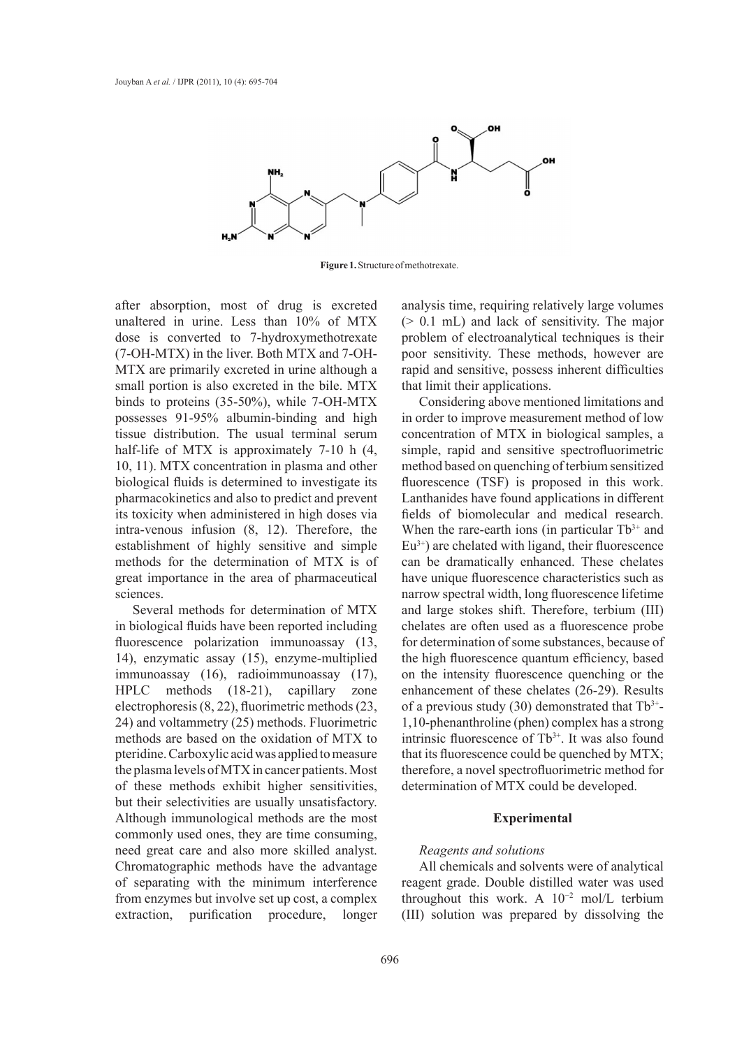**Figure 1.** Structure of methotrexate.

after absorption, most of drug is excreted unaltered in urine. Less than 10% of MTX dose is converted to 7-hydroxymethotrexate (7-OH-MTX) in the liver. Both MTX and 7-OH-MTX are primarily excreted in urine although a small portion is also excreted in the bile. MTX binds to proteins (35-50%), while 7-OH-MTX possesses 91-95% albumin-binding and high tissue distribution. The usual terminal serum half-life of MTX is approximately 7-10 h (4, 10, 11). MTX concentration in plasma and other biological fluids is determined to investigate its pharmacokinetics and also to predict and prevent its toxicity when administered in high doses via intra-venous infusion (8, 12). Therefore, the establishment of highly sensitive and simple methods for the determination of MTX is of great importance in the area of pharmaceutical sciences.

Several methods for determination of MTX in biological fluids have been reported including fluorescence polarization immunoassay (13, 14), enzymatic assay (15), enzyme-multiplied immunoassay (16), radioimmunoassay (17), HPLC methods (18-21), capillary zone electrophoresis (8, 22), fluorimetric methods (23, 24) and voltammetry (25) methods. Fluorimetric methods are based on the oxidation of MTX to pteridine. Carboxylic acid was applied to measure the plasma levels of MTX in cancer patients. Most of these methods exhibit higher sensitivities, but their selectivities are usually unsatisfactory. Although immunological methods are the most commonly used ones, they are time consuming, need great care and also more skilled analyst. Chromatographic methods have the advantage of separating with the minimum interference from enzymes but involve set up cost, a complex extraction, purification procedure, longer analysis time, requiring relatively large volumes (> 0.1 mL) and lack of sensitivity. The major problem of electroanalytical techniques is their poor sensitivity. These methods, however are rapid and sensitive, possess inherent difficulties that limit their applications.

Considering above mentioned limitations and in order to improve measurement method of low concentration of MTX in biological samples, a simple, rapid and sensitive spectrofluorimetric method based on quenching of terbium sensitized fluorescence (TSF) is proposed in this work. Lanthanides have found applications in different fields of biomolecular and medical research. When the rare-earth ions (in particular $Tb^{3+}$ and $Eu^{3+}$) are chelated with ligand, their fluorescence can be dramatically enhanced. These chelates have unique fluorescence characteristics such as narrow spectral width, long fluorescence lifetime and large stokes shift. Therefore, terbium (III) chelates are often used as a fluorescence probe for determination of some substances, because of the high fluorescence quantum efficiency, based on the intensity fluorescence quenching or the enhancement of these chelates (26-29). Results of a previous study (30) demonstrated that $Tb^{3+}$-1,10-phenanthroline (phen) complex has a strong intrinsic fluorescence of $Tb^{3+}$. It was also found that its fluorescence could be quenched by MTX; therefore, a novel spectrofluorimetric method for determination of MTX could be developed.

## Experimental

### *Reagents and solutions*

All chemicals and solvents were of analytical reagent grade. Double distilled water was used throughout this work. A $10^{-2}$ mol/L terbium (III) solution was prepared by dissolving the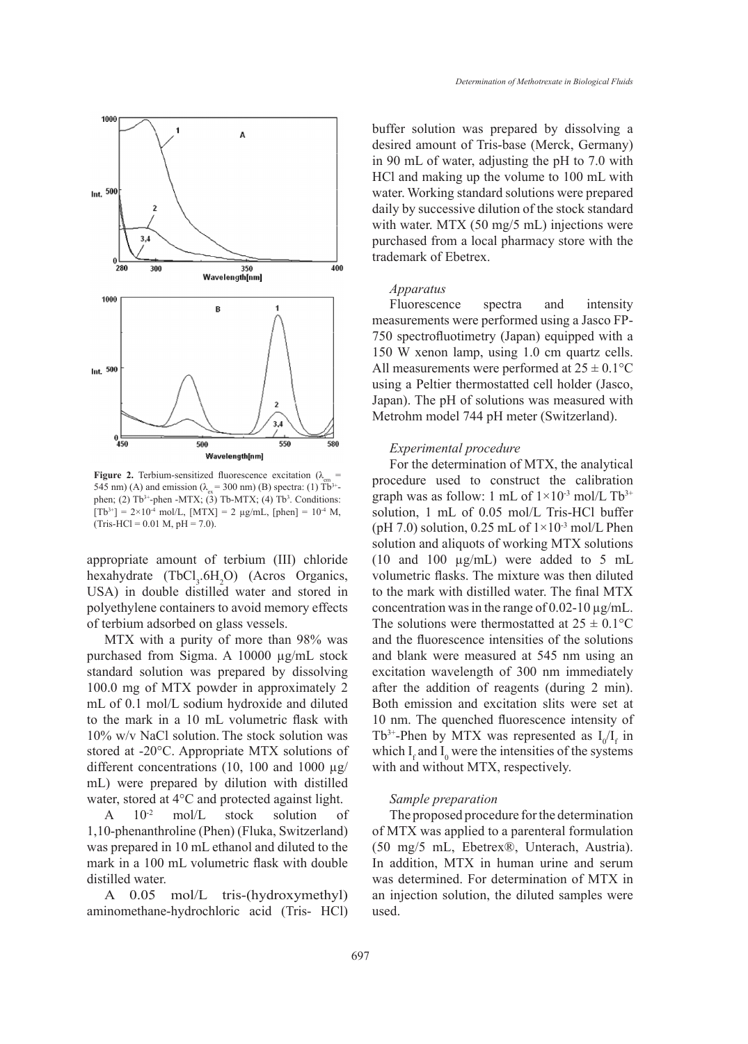**Figure 2.** Terbium-sensitized fluorescence excitation ($\lambda_{em}$ = 545 nm) (A) and emission ($\lambda_{ex}$ = 300 nm) (B) spectra: (1) $Tb^{3+}$-phen; (2) $Tb^{3+}$-phen -MTX; (3) Tb-MTX; (4) $Tb^{3}$. Conditions: $[Tb^{3+}] = 2\times10^{-4}$ mol/L, [MTX] = 2 µg/mL, [phen] = $10^{-4}$ M, (Tris-HCl = 0.01 M, pH = 7.0).

appropriate amount of terbium (III) chloride hexahydrate ($TbCl_3.6H_2O$) (Acros Organics, USA) in double distilled water and stored in polyethylene containers to avoid memory effects of terbium adsorbed on glass vessels.

MTX with a purity of more than 98% was purchased from Sigma. A 10000 µg/mL stock standard solution was prepared by dissolving 100.0 mg of MTX powder in approximately 2 mL of 0.1 mol/L sodium hydroxide and diluted to the mark in a 10 mL volumetric flask with 10% w/v NaCl solution. The stock solution was stored at -20°C. Appropriate MTX solutions of different concentrations (10, 100 and 1000 µg/mL) were prepared by dilution with distilled water, stored at 4°C and protected against light.

A $10^{-2}$ mol/L stock solution of 1,10-phenanthroline (Phen) (Fluka, Switzerland) was prepared in 10 mL ethanol and diluted to the mark in a 100 mL volumetric flask with double distilled water.

A 0.05 mol/L tris-(hydroxymethyl) aminomethane-hydrochloric acid (Tris- HCl) buffer solution was prepared by dissolving a desired amount of Tris-base (Merck, Germany) in 90 mL of water, adjusting the pH to 7.0 with HCl and making up the volume to 100 mL with water. Working standard solutions were prepared daily by successive dilution of the stock standard with water. MTX (50 mg/5 mL) injections were purchased from a local pharmacy store with the trademark of Ebetrex.

### *Apparatus*

Fluorescence spectra and intensity measurements were performed using a Jasco FP-750 spectrofluotimetry (Japan) equipped with a 150 W xenon lamp, using 1.0 cm quartz cells. All measurements were performed at 25 ± 0.1°C using a Peltier thermostatted cell holder (Jasco, Japan). The pH of solutions was measured with Metrohm model 744 pH meter (Switzerland).

### *Experimental procedure*

For the determination of MTX, the analytical procedure used to construct the calibration graph was as follow: 1 mL of $1\times10^{-3}$ mol/L $Tb^{3+}$ solution, 1 mL of 0.05 mol/L Tris-HCl buffer (pH 7.0) solution, 0.25 mL of $1\times10^{-3}$ mol/L Phen solution and aliquots of working MTX solutions (10 and 100 µg/mL) were added to 5 mL volumetric flasks. The mixture was then diluted to the mark with distilled water. The final MTX concentration was in the range of 0.02-10 µg/mL. The solutions were thermostatted at 25 ± 0.1°C and the fluorescence intensities of the solutions and blank were measured at 545 nm using an excitation wavelength of 300 nm immediately after the addition of reagents (during 2 min). Both emission and excitation slits were set at 10 nm. The quenched fluorescence intensity of $Tb^{3+}$-Phen by MTX was represented as $I_0/I_f$ in which $I_f$ and $I_0$ were the intensities of the systems with and without MTX, respectively.

### *Sample preparation*

The proposed procedure for the determination of MTX was applied to a parenteral formulation (50 mg/5 mL, Ebetrex®, Unterach, Austria). In addition, MTX in human urine and serum was determined. For determination of MTX in an injection solution, the diluted samples were used.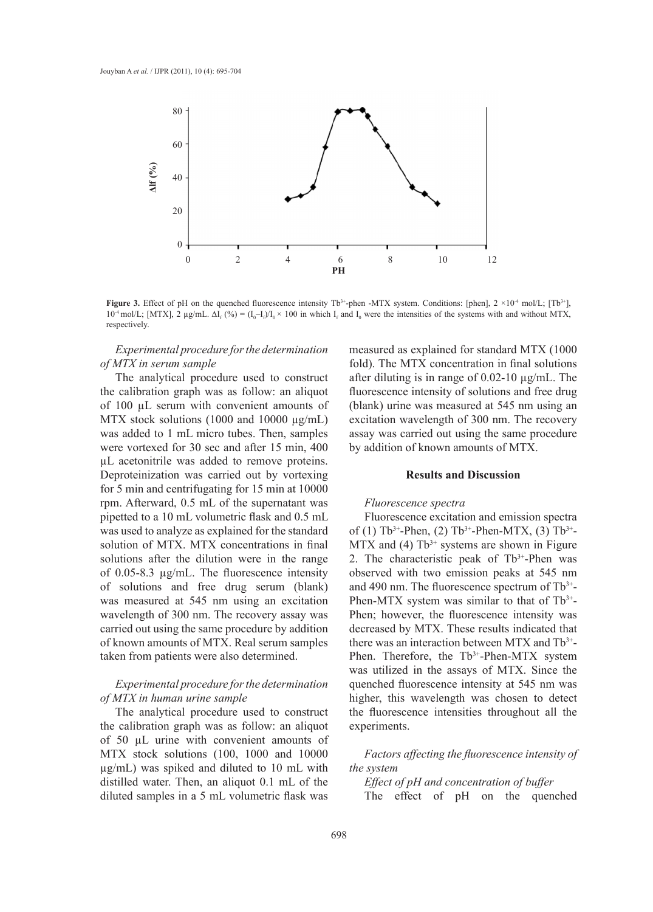**Figure 3.** Effect of pH on the quenched fluorescence intensity $Tb^{3+}$-phen -MTX system. Conditions: [phen], $2 \times 10^{-4}$ mol/L; [$Tb^{3+}$], $10^{-4}$ mol/L; [MTX], 2 µg/mL. $\Delta I_f$ (%) = $(I_0 - I_f)/I_0 \times 100$ in which $I_f$ and $I_0$ were the intensities of the systems with and without MTX, respectively.

*Experimental procedure for the determination of MTX in serum sample*

The analytical procedure used to construct the calibration graph was as follow: an aliquot of 100 µL serum with convenient amounts of MTX stock solutions (1000 and 10000 µg/mL) was added to 1 mL micro tubes. Then, samples were vortexed for 30 sec and after 15 min, 400 µL acetonitrile was added to remove proteins. Deproteinization was carried out by vortexing for 5 min and centrifugating for 15 min at 10000 rpm. Afterward, 0.5 mL of the supernatant was pipetted to a 10 mL volumetric flask and 0.5 mL was used to analyze as explained for the standard solution of MTX. MTX concentrations in final solutions after the dilution were in the range of 0.05-8.3 µg/mL. The fluorescence intensity of solutions and free drug serum (blank) was measured at 545 nm using an excitation wavelength of 300 nm. The recovery assay was carried out using the same procedure by addition of known amounts of MTX. Real serum samples taken from patients were also determined.

*Experimental procedure for the determination of MTX in human urine sample*

The analytical procedure used to construct the calibration graph was as follow: an aliquot of 50 µL urine with convenient amounts of MTX stock solutions (100, 1000 and 10000 µg/mL) was spiked and diluted to 10 mL with distilled water. Then, an aliquot 0.1 mL of the diluted samples in a 5 mL volumetric flask was measured as explained for standard MTX (1000 fold). The MTX concentration in final solutions after diluting is in range of 0.02-10 µg/mL. The fluorescence intensity of solutions and free drug (blank) urine was measured at 545 nm using an excitation wavelength of 300 nm. The recovery assay was carried out using the same procedure by addition of known amounts of MTX.

## Results and Discussion

*Fluorescence spectra*

Fluorescence excitation and emission spectra of (1) $Tb^{3+}$-Phen, (2) $Tb^{3+}$-Phen-MTX, (3) $Tb^{3+}$-MTX and (4) $Tb^{3+}$ systems are shown in Figure 2. The characteristic peak of $Tb^{3+}$-Phen was observed with two emission peaks at 545 nm and 490 nm. The fluorescence spectrum of $Tb^{3+}$-Phen-MTX system was similar to that of $Tb^{3+}$-Phen; however, the fluorescence intensity was decreased by MTX. These results indicated that there was an interaction between MTX and $Tb^{3+}$-Phen. Therefore, the $Tb^{3+}$-Phen-MTX system was utilized in the assays of MTX. Since the quenched fluorescence intensity at 545 nm was higher, this wavelength was chosen to detect the fluorescence intensities throughout all the experiments.

*Factors affecting the fluorescence intensity of the system*

*Effect of pH and concentration of buffer*

The effect of pH on the quenched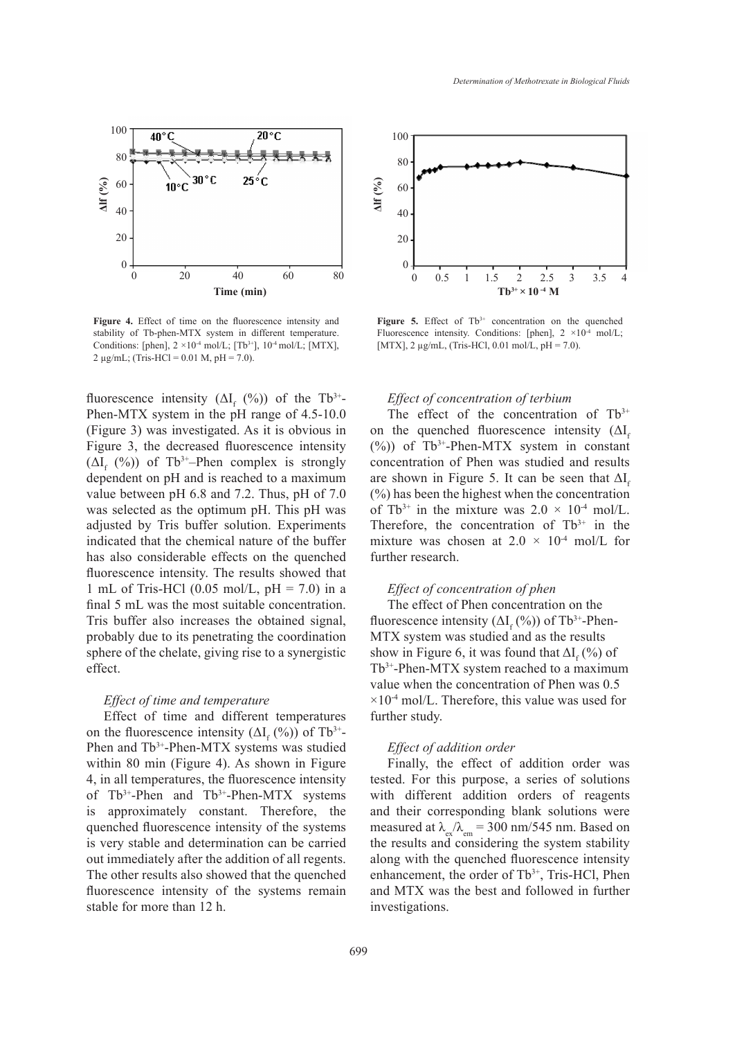Figure 4. Effect of time on the fluorescence intensity and stability of Tb-phen-MTX system in different temperature. Conditions: [phen], $2 \times 10^{-4}$ mol/L; [$Tb^{3+}$], $10^{-4}$ mol/L; [MTX], 2 µg/mL; (Tris-HCl = 0.01 M, pH = 7.0).

Figure 5. Effect of $Tb^{3+}$ concentration on the quenched Fluorescence intensity. Conditions: [phen], $2 \times 10^{-4}$ mol/L; [MTX], 2 µg/mL, (Tris-HCl, 0.01 mol/L, pH = 7.0).

fluorescence intensity ($\Delta I_f$ (%)) of the $Tb^{3+}$-Phen-MTX system in the pH range of 4.5-10.0 (Figure 3) was investigated. As it is obvious in Figure 3, the decreased fluorescence intensity ($\Delta I_f$ (%)) of $Tb^{3+}$–Phen complex is strongly dependent on pH and is reached to a maximum value between pH 6.8 and 7.2. Thus, pH of 7.0 was selected as the optimum pH. This pH was adjusted by Tris buffer solution. Experiments indicated that the chemical nature of the buffer has also considerable effects on the quenched fluorescence intensity. The results showed that 1 mL of Tris-HCl (0.05 mol/L, pH = 7.0) in a final 5 mL was the most suitable concentration. Tris buffer also increases the obtained signal, probably due to its penetrating the coordination sphere of the chelate, giving rise to a synergistic effect.

*Effect of time and temperature*

Effect of time and different temperatures on the fluorescence intensity ($\Delta I_f$ (%)) of $Tb^{3+}$-Phen and $Tb^{3+}$-Phen-MTX systems was studied within 80 min (Figure 4). As shown in Figure 4, in all temperatures, the fluorescence intensity of $Tb^{3+}$-Phen and $Tb^{3+}$-Phen-MTX systems is approximately constant. Therefore, the quenched fluorescence intensity of the systems is very stable and determination can be carried out immediately after the addition of all regents. The other results also showed that the quenched fluorescence intensity of the systems remain stable for more than 12 h.

*Effect of concentration of terbium*

The effect of the concentration of $Tb^{3+}$ on the quenched fluorescence intensity ($\Delta I_f$ (%)) of $Tb^{3+}$-Phen-MTX system in constant concentration of Phen was studied and results are shown in Figure 5. It can be seen that $\Delta I_f$ (%) has been the highest when the concentration of $Tb^{3+}$ in the mixture was $2.0 \times 10^{-4}$ mol/L. Therefore, the concentration of $Tb^{3+}$ in the mixture was chosen at $2.0 \times 10^{-4}$ mol/L for further research.

*Effect of concentration of phen*

The effect of Phen concentration on the fluorescence intensity ($\Delta I_f$ (%)) of $Tb^{3+}$-Phen-MTX system was studied and as the results show in Figure 6, it was found that $\Delta I_f$ (%) of $Tb^{3+}$-Phen-MTX system reached to a maximum value when the concentration of Phen was $0.5 \times 10^{-4}$ mol/L. Therefore, this value was used for further study.

*Effect of addition order*

Finally, the effect of addition order was tested. For this purpose, a series of solutions with different addition orders of reagents and their corresponding blank solutions were measured at $\lambda_{ex}/\lambda_{em}$ = 300 nm/545 nm. Based on the results and considering the system stability along with the quenched fluorescence intensity enhancement, the order of $Tb^{3+}$, Tris-HCl, Phen and MTX was the best and followed in further investigations.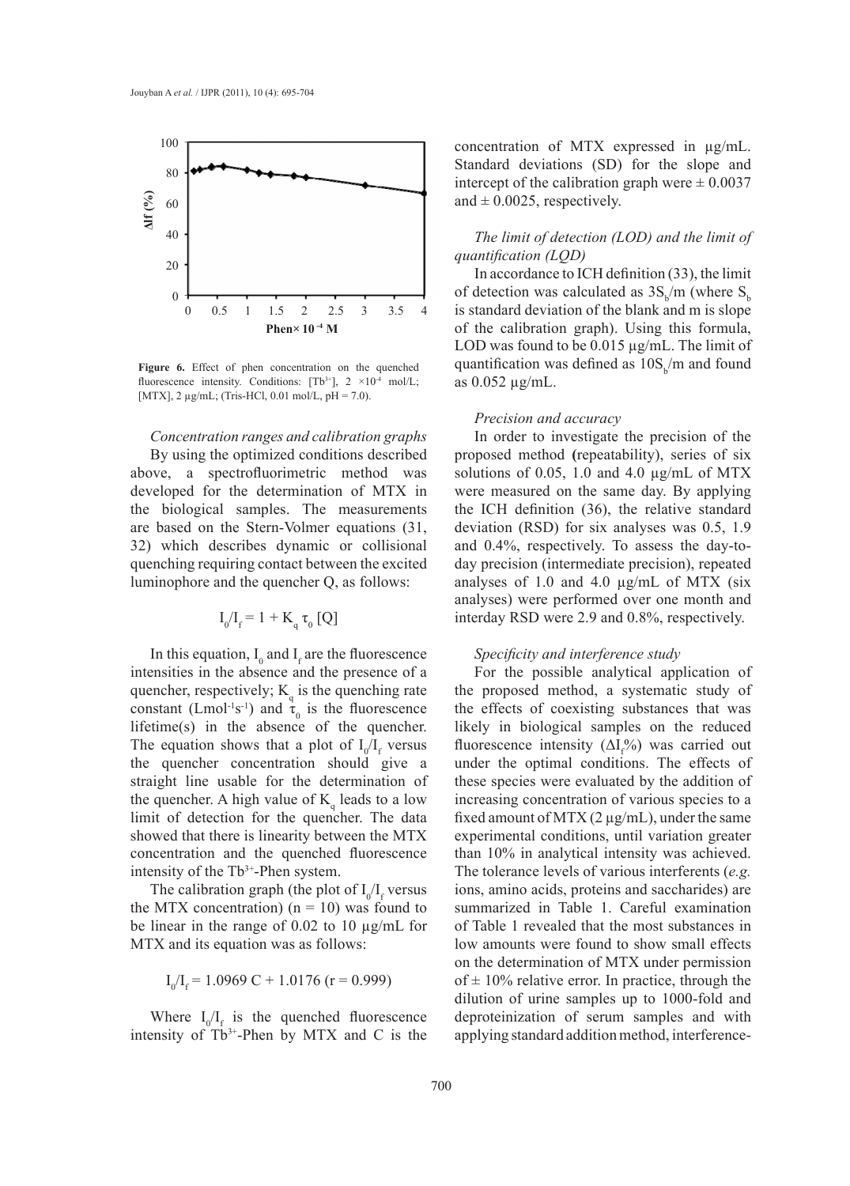Figure 6. Effect of phen concentration on the quenched fluorescence intensity. Conditions: $[Tb^{3+}]$, $2 \times 10^{-4}$ mol/L; [MTX], 2 µg/mL; (Tris-HCl, 0.01 mol/L, pH = 7.0).

*Concentration ranges and calibration graphs*

By using the optimized conditions described above, a spectrofluorimetric method was developed for the determination of MTX in the biological samples. The measurements are based on the Stern-Volmer equations (31, 32) which describes dynamic or collisional quenching requiring contact between the excited luminophore and the quencher Q, as follows:

$$I_0/I_f = 1 + K_q \tau_0 [Q]$$

In this equation, $I_0$ and $I_f$ are the fluorescence intensities in the absence and the presence of a quencher, respectively; $K_q$ is the quenching rate constant ($Lmol^{-1}s^{-1}$) and $\tau_0$ is the fluorescence lifetime(s) in the absence of the quencher. The equation shows that a plot of $I_0/I_f$ versus the quencher concentration should give a straight line usable for the determination of the quencher. A high value of $K_q$ leads to a low limit of detection for the quencher. The data showed that there is linearity between the MTX concentration and the quenched fluorescence intensity of the $Tb^{3+}$-Phen system.

The calibration graph (the plot of $I_0/I_f$ versus the MTX concentration) (n = 10) was found to be linear in the range of 0.02 to 10 µg/mL for MTX and its equation was as follows:

$$I_0/I_f = 1.0969\ C + 1.0176\ (r = 0.999)$$

Where $I_0/I_f$ is the quenched fluorescence intensity of $Tb^{3+}$-Phen by MTX and C is the concentration of MTX expressed in µg/mL. Standard deviations (SD) for the slope and intercept of the calibration graph were ± 0.0037 and ± 0.0025, respectively.

*The limit of detection (LOD) and the limit of quantification (LQD)*

In accordance to ICH definition (33), the limit of detection was calculated as $3S_b/m$ (where $S_b$ is standard deviation of the blank and m is slope of the calibration graph). Using this formula, LOD was found to be 0.015 µg/mL. The limit of quantification was defined as $10S_b/m$ and found as 0.052 µg/mL.

*Precision and accuracy*

In order to investigate the precision of the proposed method (repeatability), series of six solutions of 0.05, 1.0 and 4.0 µg/mL of MTX were measured on the same day. By applying the ICH definition (36), the relative standard deviation (RSD) for six analyses was 0.5, 1.9 and 0.4%, respectively. To assess the day-to-day precision (intermediate precision), repeated analyses of 1.0 and 4.0 µg/mL of MTX (six analyses) were performed over one month and interday RSD were 2.9 and 0.8%, respectively.

*Specificity and interference study*

For the possible analytical application of the proposed method, a systematic study of the effects of coexisting substances that was likely in biological samples on the reduced fluorescence intensity ($\Delta I_f\%$) was carried out under the optimal conditions. The effects of these species were evaluated by the addition of increasing concentration of various species to a fixed amount of MTX (2 µg/mL), under the same experimental conditions, until variation greater than 10% in analytical intensity was achieved. The tolerance levels of various interferents (*e.g.* ions, amino acids, proteins and saccharides) are summarized in Table 1. Careful examination of Table 1 revealed that the most substances in low amounts were found to show small effects on the determination of MTX under permission of ± 10% relative error. In practice, through the dilution of urine samples up to 1000-fold and deproteinization of serum samples and with applying standard addition method, interference-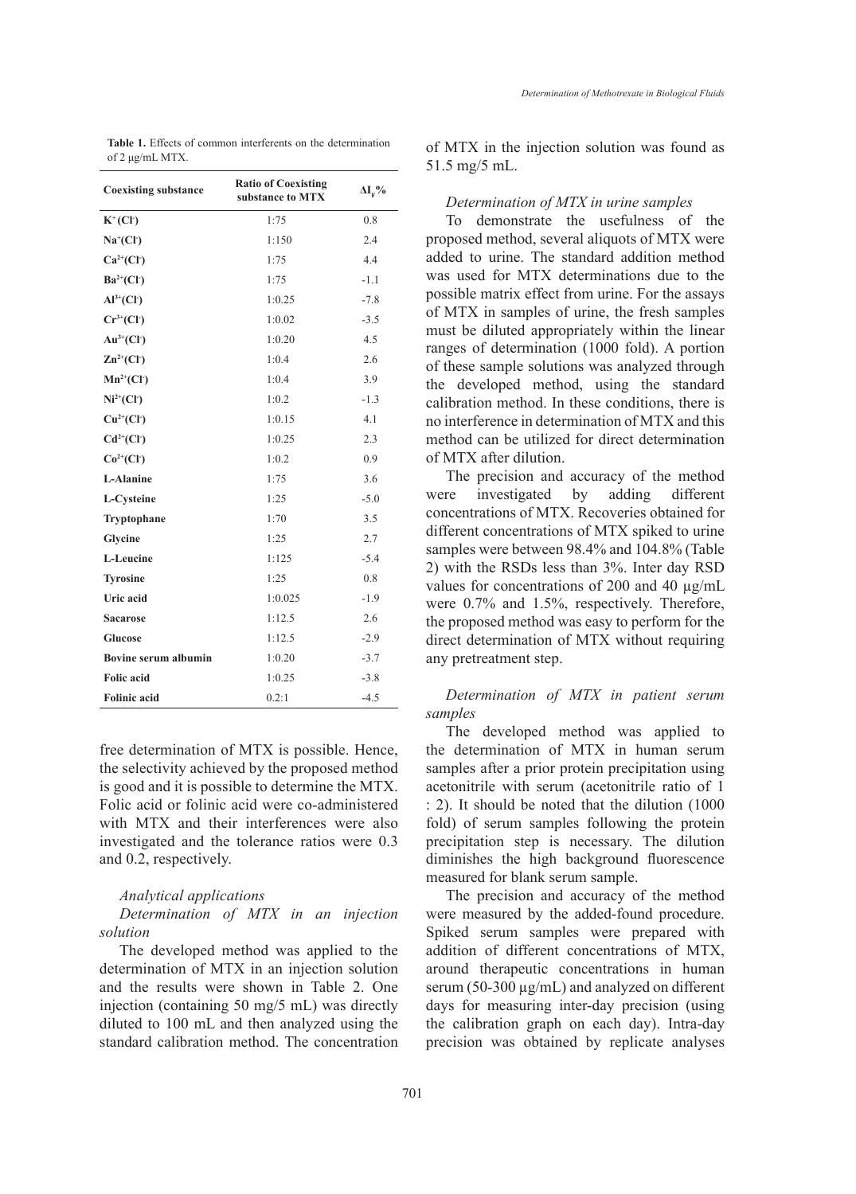**Table 1.** Effects of common interferents on the determination of 2 μg/mL MTX.

| Coexisting substance | Ratio of Coexisting substance to MTX | $\Delta I_F$% |
|---|---|---|
| $K^+(Cl^-)$ | 1:75 | 0.8 |
| $Na^+(Cl^-)$ | 1:150 | 2.4 |
| $Ca^{2+}(Cl^-)$ | 1:75 | 4.4 |
| $Ba^{2+}(Cl^-)$ | 1:75 | -1.1 |
| $Al^{3+}(Cl^-)$ | 1:0.25 | -7.8 |
| $Cr^{3+}(Cl^-)$ | 1:0.02 | -3.5 |
| $Au^{3+}(Cl^-)$ | 1:0.20 | 4.5 |
| $Zn^{2+}(Cl^-)$ | 1:0.4 | 2.6 |
| $Mn^{2+}(Cl^-)$ | 1:0.4 | 3.9 |
| $Ni^{2+}(Cl^-)$ | 1:0.2 | -1.3 |
| $Cu^{2+}(Cl^-)$ | 1:0.15 | 4.1 |
| $Cd^{2+}(Cl^-)$ | 1:0.25 | 2.3 |
| $Co^{2+}(Cl^-)$ | 1:0.2 | 0.9 |
| L-Alanine | 1:75 | 3.6 |
| L-Cysteine | 1:25 | -5.0 |
| Tryptophane | 1:70 | 3.5 |
| Glycine | 1:25 | 2.7 |
| L-Leucine | 1:125 | -5.4 |
| Tyrosine | 1:25 | 0.8 |
| Uric acid | 1:0.025 | -1.9 |
| Sacarose | 1:12.5 | 2.6 |
| Glucose | 1:12.5 | -2.9 |
| Bovine serum albumin | 1:0.20 | -3.7 |
| Folic acid | 1:0.25 | -3.8 |
| Folinic acid | 0.2:1 | -4.5 |

free determination of MTX is possible. Hence, the selectivity achieved by the proposed method is good and it is possible to determine the MTX. Folic acid or folinic acid were co-administered with MTX and their interferences were also investigated and the tolerance ratios were 0.3 and 0.2, respectively.

### Analytical applications

#### *Determination of MTX in an injection solution*

The developed method was applied to the determination of MTX in an injection solution and the results were shown in Table 2. One injection (containing 50 mg/5 mL) was directly diluted to 100 mL and then analyzed using the standard calibration method. The concentration of MTX in the injection solution was found as 51.5 mg/5 mL.

#### *Determination of MTX in urine samples*

To demonstrate the usefulness of the proposed method, several aliquots of MTX were added to urine. The standard addition method was used for MTX determinations due to the possible matrix effect from urine. For the assays of MTX in samples of urine, the fresh samples must be diluted appropriately within the linear ranges of determination (1000 fold). A portion of these sample solutions was analyzed through the developed method, using the standard calibration method. In these conditions, there is no interference in determination of MTX and this method can be utilized for direct determination of MTX after dilution.

The precision and accuracy of the method were investigated by adding different concentrations of MTX. Recoveries obtained for different concentrations of MTX spiked to urine samples were between 98.4% and 104.8% (Table 2) with the RSDs less than 3%. Inter day RSD values for concentrations of 200 and 40 µg/mL were 0.7% and 1.5%, respectively. Therefore, the proposed method was easy to perform for the direct determination of MTX without requiring any pretreatment step.

#### *Determination of MTX in patient serum samples*

The developed method was applied to the determination of MTX in human serum samples after a prior protein precipitation using acetonitrile with serum (acetonitrile ratio of 1 : 2). It should be noted that the dilution (1000 fold) of serum samples following the protein precipitation step is necessary. The dilution diminishes the high background fluorescence measured for blank serum sample.

The precision and accuracy of the method were measured by the added-found procedure. Spiked serum samples were prepared with addition of different concentrations of MTX, around therapeutic concentrations in human serum (50-300 µg/mL) and analyzed on different days for measuring inter-day precision (using the calibration graph on each day). Intra-day precision was obtained by replicate analyses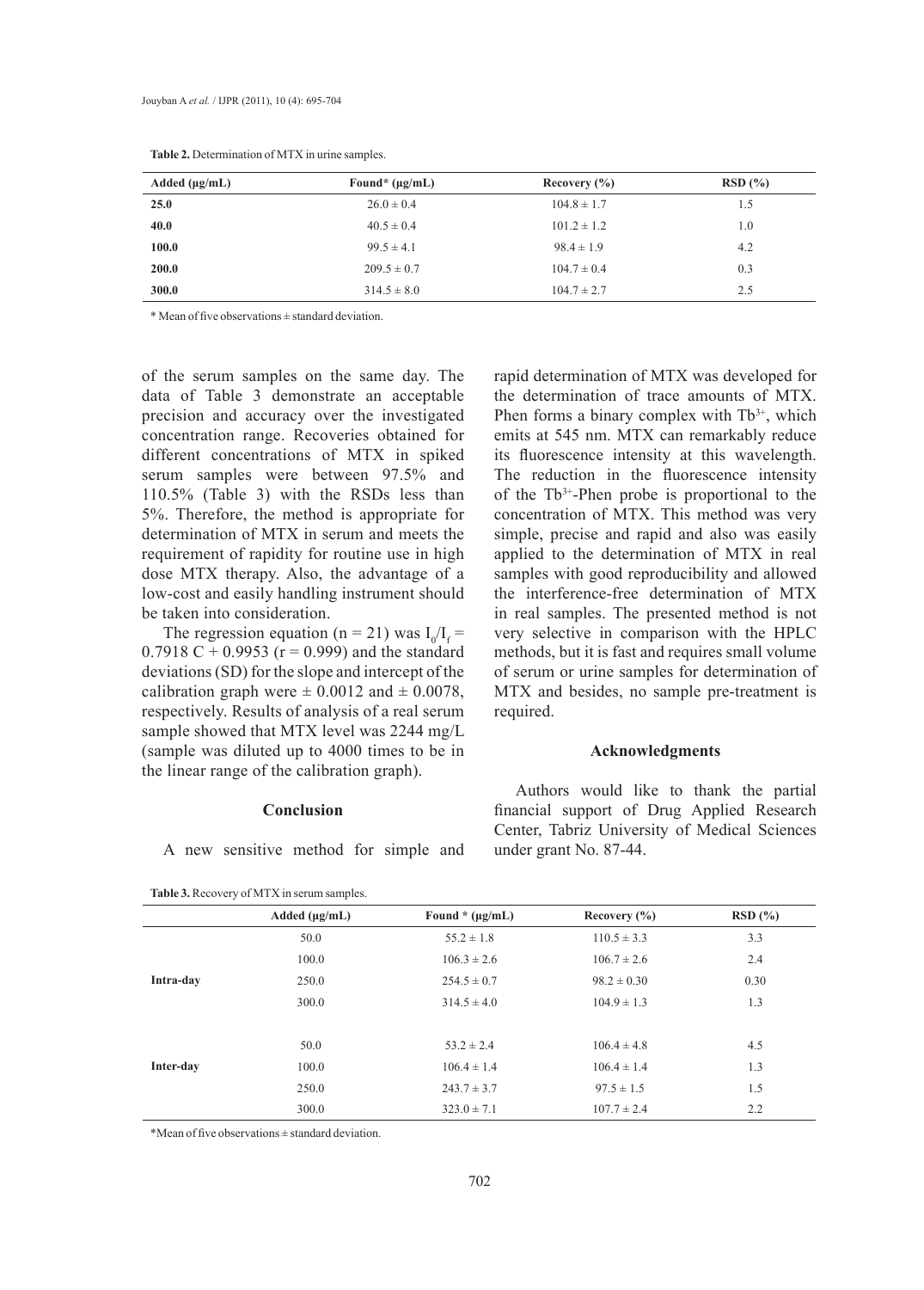**Table 2.** Determination of MTX in urine samples.

| Added (μg/mL) | Found* (μg/mL) | Recovery (%) | RSD (%) |
|---|---|---|---|
| **25.0** | 26.0 ± 0.4 | 104.8 ± 1.7 | 1.5 |
| **40.0** | 40.5 ± 0.4 | 101.2 ± 1.2 | 1.0 |
| **100.0** | 99.5 ± 4.1 | 98.4 ± 1.9 | 4.2 |
| **200.0** | 209.5 ± 0.7 | 104.7 ± 0.4 | 0.3 |
| **300.0** | 314.5 ± 8.0 | 104.7 ± 2.7 | 2.5 |

\* Mean of five observations ± standard deviation.

of the serum samples on the same day. The data of Table 3 demonstrate an acceptable precision and accuracy over the investigated concentration range. Recoveries obtained for different concentrations of MTX in spiked serum samples were between 97.5% and 110.5% (Table 3) with the RSDs less than 5%. Therefore, the method is appropriate for determination of MTX in serum and meets the requirement of rapidity for routine use in high dose MTX therapy. Also, the advantage of a low-cost and easily handling instrument should be taken into consideration.

The regression equation (n = 21) was $I_0/I_f = 0.7918\ C + 0.9953$ (r = 0.999) and the standard deviations (SD) for the slope and intercept of the calibration graph were ± 0.0012 and ± 0.0078, respectively. Results of analysis of a real serum sample showed that MTX level was 2244 mg/L (sample was diluted up to 4000 times to be in the linear range of the calibration graph).

## Conclusion

A new sensitive method for simple and rapid determination of MTX was developed for the determination of trace amounts of MTX. Phen forms a binary complex with $Tb^{3+}$, which emits at 545 nm. MTX can remarkably reduce its fluorescence intensity at this wavelength. The reduction in the fluorescence intensity of the $Tb^{3+}$-Phen probe is proportional to the concentration of MTX. This method was very simple, precise and rapid and also was easily applied to the determination of MTX in real samples with good reproducibility and allowed the interference-free determination of MTX in real samples. The presented method is not very selective in comparison with the HPLC methods, but it is fast and requires small volume of serum or urine samples for determination of MTX and besides, no sample pre-treatment is required.

## Acknowledgments

Authors would like to thank the partial financial support of Drug Applied Research Center, Tabriz University of Medical Sciences under grant No. 87-44.

**Table 3.** Recovery of MTX in serum samples.

| | Added (μg/mL) | Found * (μg/mL) | Recovery (%) | RSD (%) |
|---|---|---|---|---|
| **Intra-day** | 50.0 | 55.2 ± 1.8 | 110.5 ± 3.3 | 3.3 |
| | 100.0 | 106.3 ± 2.6 | 106.7 ± 2.6 | 2.4 |
| | 250.0 | 254.5 ± 0.7 | 98.2 ± 0.30 | 0.30 |
| | 300.0 | 314.5 ± 4.0 | 104.9 ± 1.3 | 1.3 |
| **Inter-day** | 50.0 | 53.2 ± 2.4 | 106.4 ± 4.8 | 4.5 |
| | 100.0 | 106.4 ± 1.4 | 106.4 ± 1.4 | 1.3 |
| | 250.0 | 243.7 ± 3.7 | 97.5 ± 1.5 | 1.5 |
| | 300.0 | 323.0 ± 7.1 | 107.7 ± 2.4 | 2.2 |

\*Mean of five observations ± standard deviation.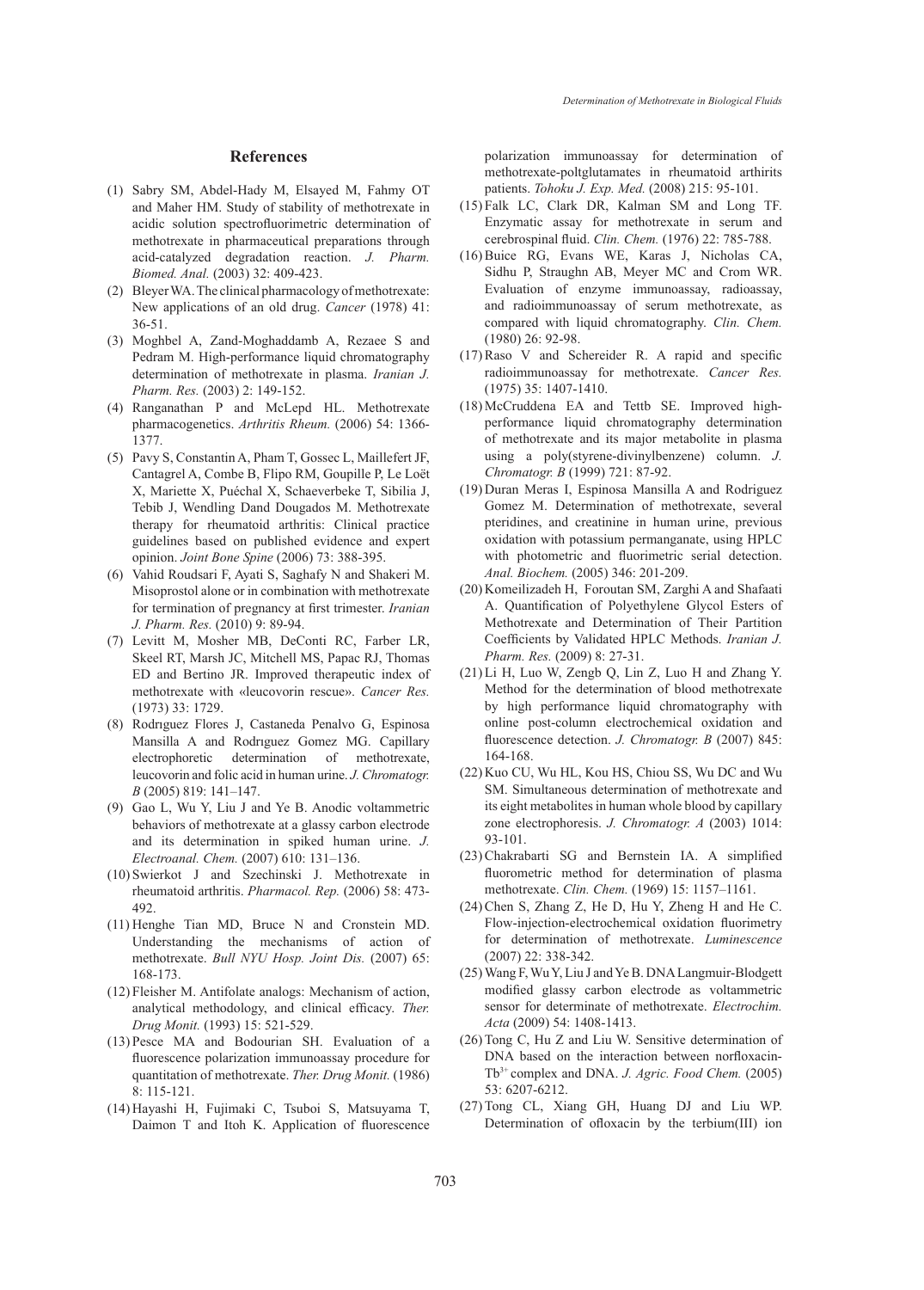## References

(1) Sabry SM, Abdel-Hady M, Elsayed M, Fahmy OT and Maher HM. Study of stability of methotrexate in acidic solution spectrofluorimetric determination of methotrexate in pharmaceutical preparations through acid-catalyzed degradation reaction. *J. Pharm. Biomed. Anal.* (2003) 32: 409-423.

(2) Bleyer WA. The clinical pharmacology of methotrexate: New applications of an old drug. *Cancer* (1978) 41: 36-51.

(3) Moghbel A, Zand-Moghaddamb A, Rezaee S and Pedram M. High-performance liquid chromatography determination of methotrexate in plasma. *Iranian J. Pharm. Res.* (2003) 2: 149-152.

(4) Ranganathan P and McLepd HL. Methotrexate pharmacogenetics. *Arthritis Rheum.* (2006) 54: 1366-1377.

(5) Pavy S, Constantin A, Pham T, Gossec L, Maillefert JF, Cantagrel A, Combe B, Flipo RM, Goupille P, Le Loët X, Mariette X, Puéchal X, Schaeverbeke T, Sibilia J, Tebib J, Wendling Dand Dougados M. Methotrexate therapy for rheumatoid arthritis: Clinical practice guidelines based on published evidence and expert opinion. *Joint Bone Spine* (2006) 73: 388-395.

(6) Vahid Roudsari F, Ayati S, Saghafy N and Shakeri M. Misoprostol alone or in combination with methotrexate for termination of pregnancy at first trimester. *Iranian J. Pharm. Res.* (2010) 9: 89-94.

(7) Levitt M, Mosher MB, DeConti RC, Farber LR, Skeel RT, Marsh JC, Mitchell MS, Papac RJ, Thomas ED and Bertino JR. Improved therapeutic index of methotrexate with «leucovorin rescue». *Cancer Res.* (1973) 33: 1729.

(8) Rodrıguez Flores J, Castaneda Penalvo G, Espinosa Mansilla A and Rodrıguez Gomez MG. Capillary electrophoretic determination of methotrexate, leucovorin and folic acid in human urine. *J. Chromatogr. B* (2005) 819: 141–147.

(9) Gao L, Wu Y, Liu J and Ye B. Anodic voltammetric behaviors of methotrexate at a glassy carbon electrode and its determination in spiked human urine. *J. Electroanal. Chem.* (2007) 610: 131–136.

(10) Swierkot J and Szechinski J. Methotrexate in rheumatoid arthritis. *Pharmacol. Rep.* (2006) 58: 473-492.

(11) Henghe Tian MD, Bruce N and Cronstein MD. Understanding the mechanisms of action of methotrexate. *Bull NYU Hosp. Joint Dis.* (2007) 65: 168-173.

(12) Fleisher M. Antifolate analogs: Mechanism of action, analytical methodology, and clinical efficacy. *Ther. Drug Monit.* (1993) 15: 521-529.

(13) Pesce MA and Bodourian SH. Evaluation of a fluorescence polarization immunoassay procedure for quantitation of methotrexate. *Ther. Drug Monit.* (1986) 8: 115-121.

(14) Hayashi H, Fujimaki C, Tsuboi S, Matsuyama T, Daimon T and Itoh K. Application of fluorescence polarization immunoassay for determination of methotrexate-poltglutamates in rheumatoid arthirits patients. *Tohoku J. Exp. Med.* (2008) 215: 95-101.

(15) Falk LC, Clark DR, Kalman SM and Long TF. Enzymatic assay for methotrexate in serum and cerebrospinal fluid. *Clin. Chem.* (1976) 22: 785-788.

(16) Buice RG, Evans WE, Karas J, Nicholas CA, Sidhu P, Straughn AB, Meyer MC and Crom WR. Evaluation of enzyme immunoassay, radioassay, and radioimmunoassay of serum methotrexate, as compared with liquid chromatography. *Clin. Chem.* (1980) 26: 92-98.

(17) Raso V and Schereider R. A rapid and specific radioimmunoassay for methotrexate. *Cancer Res.* (1975) 35: 1407-1410.

(18) McCruddena EA and Tettb SE. Improved high-performance liquid chromatography determination of methotrexate and its major metabolite in plasma using a poly(styrene-divinylbenzene) column. *J. Chromatogr. B* (1999) 721: 87-92.

(19) Duran Meras I, Espinosa Mansilla A and Rodriguez Gomez M. Determination of methotrexate, several pteridines, and creatinine in human urine, previous oxidation with potassium permanganate, using HPLC with photometric and fluorimetric serial detection. *Anal. Biochem.* (2005) 346: 201-209.

(20) Komeilizadeh H, Foroutan SM, Zarghi A and Shafaati A. Quantification of Polyethylene Glycol Esters of Methotrexate and Determination of Their Partition Coefficients by Validated HPLC Methods. *Iranian J. Pharm. Res.* (2009) 8: 27-31.

(21) Li H, Luo W, Zengb Q, Lin Z, Luo H and Zhang Y. Method for the determination of blood methotrexate by high performance liquid chromatography with online post-column electrochemical oxidation and fluorescence detection. *J. Chromatogr. B* (2007) 845: 164-168.

(22) Kuo CU, Wu HL, Kou HS, Chiou SS, Wu DC and Wu SM. Simultaneous determination of methotrexate and its eight metabolites in human whole blood by capillary zone electrophoresis. *J. Chromatogr. A* (2003) 1014: 93-101.

(23) Chakrabarti SG and Bernstein IA. A simplified fluorometric method for determination of plasma methotrexate. *Clin. Chem.* (1969) 15: 1157–1161.

(24) Chen S, Zhang Z, He D, Hu Y, Zheng H and He C. Flow-injection-electrochemical oxidation fluorimetry for determination of methotrexate. *Luminescence* (2007) 22: 338-342.

(25) Wang F, Wu Y, Liu J and Ye B. DNA Langmuir-Blodgett modified glassy carbon electrode as voltammetric sensor for determinate of methotrexate. *Electrochim. Acta* (2009) 54: 1408-1413.

(26) Tong C, Hu Z and Liu W. Sensitive determination of DNA based on the interaction between norfloxacin-$Tb^{3+}$ complex and DNA. *J. Agric. Food Chem.* (2005) 53: 6207-6212.

(27) Tong CL, Xiang GH, Huang DJ and Liu WP. Determination of ofloxacin by the terbium(III) ion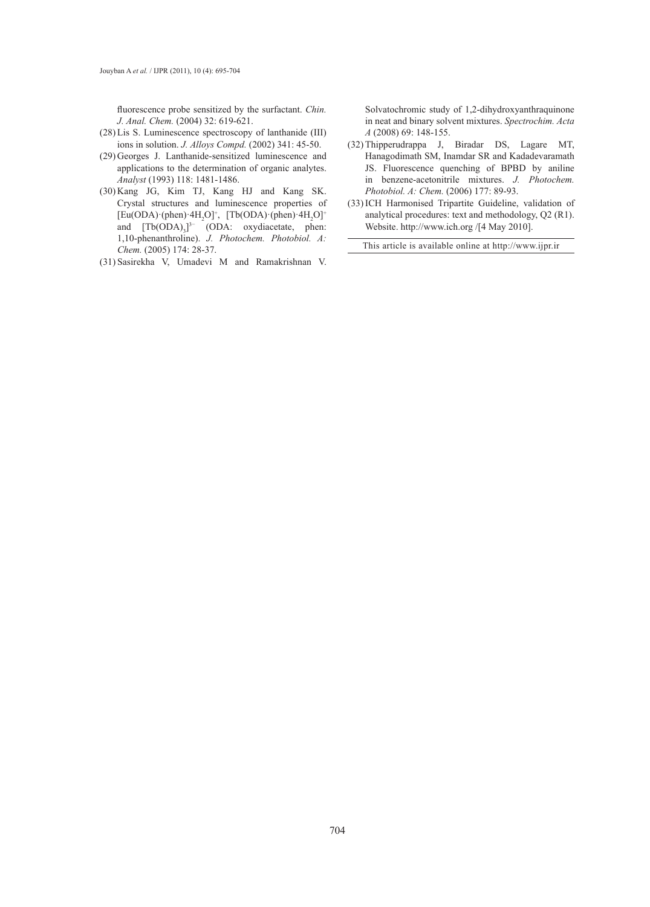fluorescence probe sensitized by the surfactant. *Chin. J. Anal. Chem.* (2004) 32: 619-621.

(28) Lis S. Luminescence spectroscopy of lanthanide (III) ions in solution. *J. Alloys Compd.* (2002) 341: 45-50.

(29) Georges J. Lanthanide-sensitized luminescence and applications to the determination of organic analytes. *Analyst* (1993) 118: 1481-1486.

(30) Kang JG, Kim TJ, Kang HJ and Kang SK. Crystal structures and luminescence properties of $[Eu(ODA)\cdot(phen)\cdot 4H_2O]^+$, $[Tb(ODA)\cdot(phen)\cdot 4H_2O]^+$ and $[Tb(ODA)_3]^{3-}$ (ODA: oxydiacetate, phen: 1,10-phenanthroline). *J. Photochem. Photobiol. A: Chem.* (2005) 174: 28-37.

(31) Sasirekha V, Umadevi M and Ramakrishnan V. Solvatochromic study of 1,2-dihydroxyanthraquinone in neat and binary solvent mixtures. *Spectrochim. Acta A* (2008) 69: 148-155.

(32) Thipperudrappa J, Biradar DS, Lagare MT, Hanagodimath SM, Inamdar SR and Kadadevaramath JS. Fluorescence quenching of BPBD by aniline in benzene-acetonitrile mixtures. *J. Photochem. Photobiol. A: Chem.* (2006) 177: 89-93.

(33) ICH Harmonised Tripartite Guideline, validation of analytical procedures: text and methodology, Q2 (R1). Website. http://www.ich.org /[4 May 2010].

This article is available online at http://www.ijpr.ir